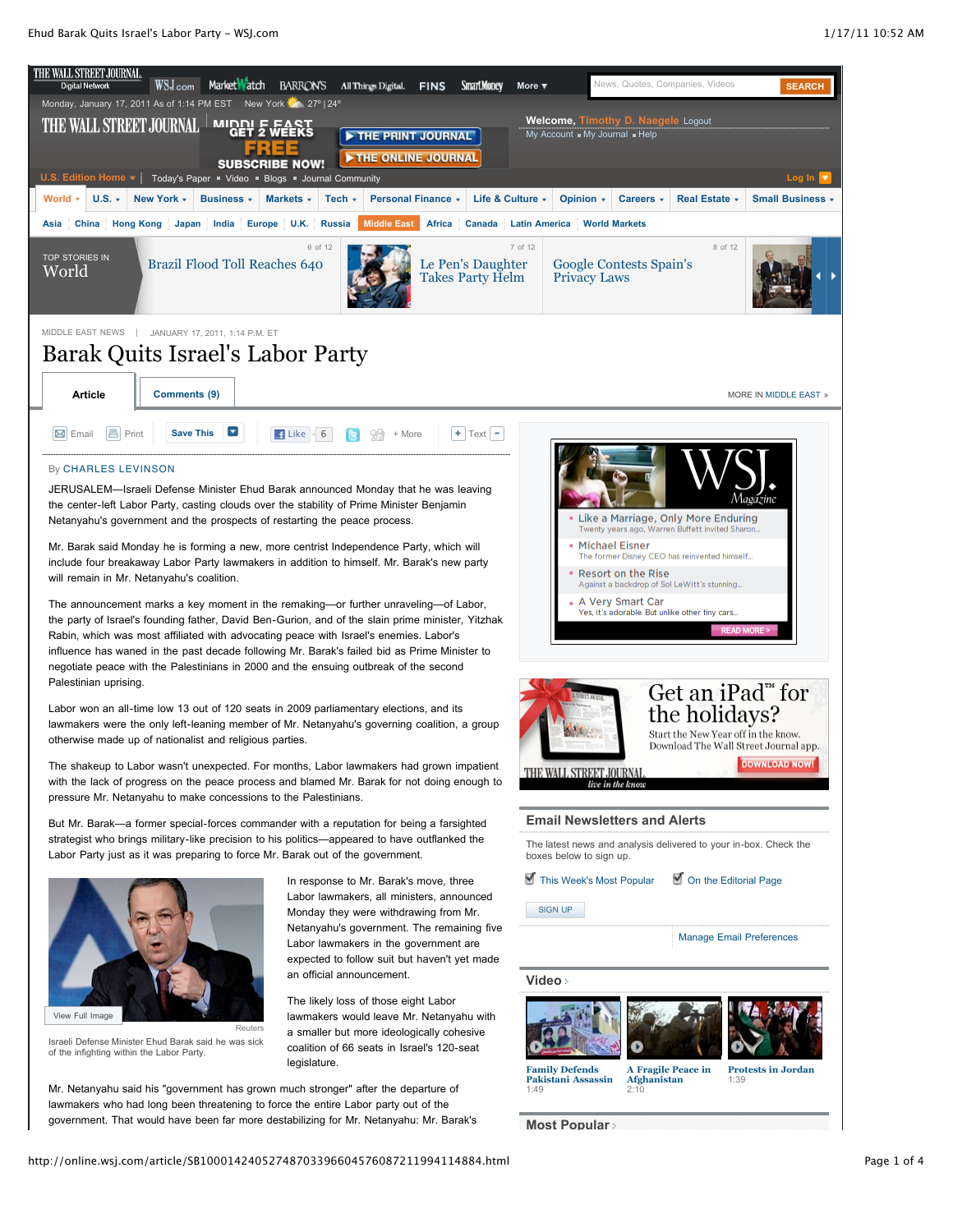MIDDLE EAST NEWS | JANUARY 17, 2011, 1:14 P.M. ET

# Barak Quits Israel's Labor Party

By CHARLES LEVINSON

JERUSALEM—Israeli Defense Minister Ehud Barak announced Monday that he was leaving the center-left Labor Party, casting clouds over the stability of Prime Minister Benjamin Netanyahu's government and the prospects of restarting the peace process.

Mr. Barak said Monday he is forming a new, more centrist Independence Party, which will include four breakaway Labor Party lawmakers in addition to himself. Mr. Barak's new party will remain in Mr. Netanyahu's coalition.

The announcement marks a key moment in the remaking—or further unraveling—of Labor, the party of Israel's founding father, David Ben-Gurion, and of the slain prime minister, Yitzhak Rabin, which was most affiliated with advocating peace with Israel's enemies. Labor's influence has waned in the past decade following Mr. Barak's failed bid as Prime Minister to negotiate peace with the Palestinians in 2000 and the ensuing outbreak of the second Palestinian uprising.

Labor won an all-time low 13 out of 120 seats in 2009 parliamentary elections, and its lawmakers were the only left-leaning member of Mr. Netanyahu's governing coalition, a group otherwise made up of nationalist and religious parties.

The shakeup to Labor wasn't unexpected. For months, Labor lawmakers had grown impatient with the lack of progress on the peace process and blamed Mr. Barak for not doing enough to pressure Mr. Netanyahu to make concessions to the Palestinians.

But Mr. Barak—a former special-forces commander with a reputation for being a farsighted strategist who brings military-like precision to his politics—appeared to have outflanked the Labor Party just as it was preparing to force Mr. Barak out of the government.

Reuters

Israeli Defense Minister Ehud Barak said he was sick of the infighting within the Labor Party.

In response to Mr. Barak's move, three Labor lawmakers, all ministers, announced Monday they were withdrawing from Mr. Netanyahu's government. The remaining five Labor lawmakers in the government are expected to follow suit but haven't yet made an official announcement.

The likely loss of those eight Labor lawmakers would leave Mr. Netanyahu with a smaller but more ideologically cohesive coalition of 66 seats in Israel's 120-seat legislature.

Mr. Netanyahu said his "government has grown much stronger" after the departure of lawmakers who had long been threatening to force the entire Labor party out of the government. That would have been far more destabilizing for Mr. Netanyahu: Mr. Barak's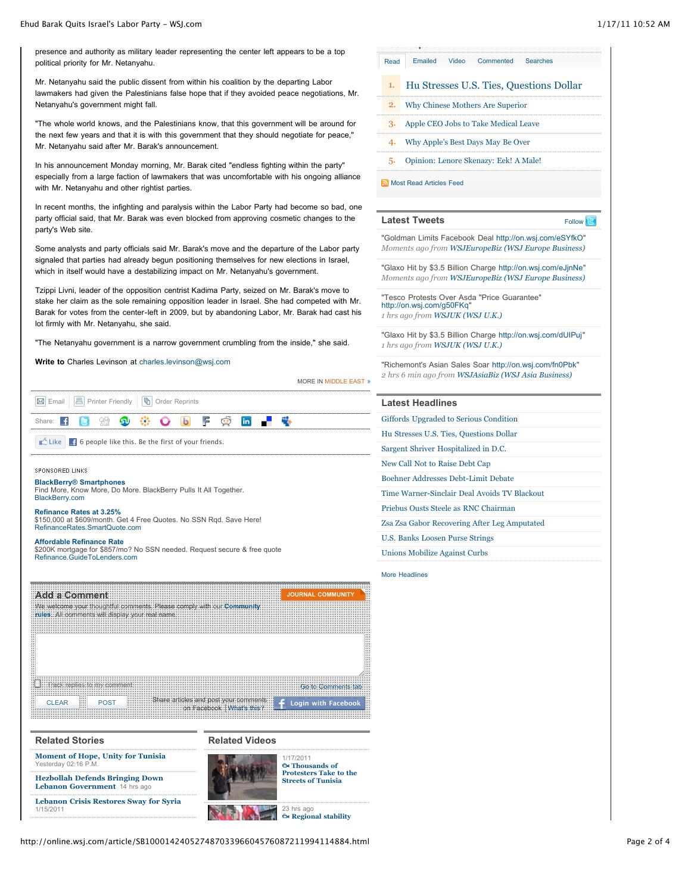presence and authority as military leader representing the center left appears to be a top political priority for Mr. Netanyahu.

Mr. Netanyahu said the public dissent from within his coalition by the departing Labor lawmakers had given the Palestinians false hope that if they avoided peace negotiations, Mr. Netanyahu's government might fall.

"The whole world knows, and the Palestinians know, that this government will be around for the next few years and that it is with this government that they should negotiate for peace," Mr. Netanyahu said after Mr. Barak's announcement.

In his announcement Monday morning, Mr. Barak cited "endless fighting within the party" especially from a large faction of lawmakers that was uncomfortable with his ongoing alliance with Mr. Netanyahu and other rightist parties.

In recent months, the infighting and paralysis within the Labor Party had become so bad, one party official said, that Mr. Barak was even blocked from approving cosmetic changes to the party's Web site.

Some analysts and party officials said Mr. Barak's move and the departure of the Labor party signaled that parties had already begun positioning themselves for new elections in Israel, which in itself would have a destabilizing impact on Mr. Netanyahu's government.

Tzippi Livni, leader of the opposition centrist Kadima Party, seized on Mr. Barak's move to stake her claim as the sole remaining opposition leader in Israel. She had competed with Mr. Barak for votes from the center-left in 2009, but by abandoning Labor, Mr. Barak had cast his lot firmly with Mr. Netanyahu, she said.

"The Netanyahu government is a narrow government crumbling from the inside," she said.

**Write to** Charles Levinson at charles.levinson@wsj.com

MORE IN MIDDLE EAST »

Email | Printer Friendly | Order Reprints

Share:

Like 6 people like this. Be the first of your friends.

SPONSORED LINKS

**BlackBerry® Smartphones**
Find More, Know More, Do More. BlackBerry Pulls It All Together.
BlackBerry.com

**Refinance Rates at 3.25%**
$150,000 at $609/month. Get 4 Free Quotes. No SSN Rqd. Save Here!
RefinanceRates.SmartQuote.com

**Affordable Refinance Rate**
$200K mortgage for $857/mo? No SSN needed. Request secure & free quote
Refinance.GuideToLenders.com

## Add a Comment

JOURNAL COMMUNITY

We welcome your thoughtful comments. Please comply with our Community rules. All comments will display your real name.

Track replies to my comment

Go to Comments tab

CLEAR POST

Share articles and post your comments on Facebook | What's this?

Login with Facebook

## Related Stories

- **Moment of Hope, Unity for Tunisia** Yesterday 02:16 P.M.
- **Hezbollah Defends Bringing Down Lebanon Government** 14 hrs ago
- **Lebanon Crisis Restores Sway for Syria** 1/15/2011

## Related Videos

- 1/17/2011 **Thousands of Protesters Take to the Streets of Tunisia**
- 23 hrs ago **Regional stability**

Read | Emailed | Video | Commented | Searches

1. Hu Stresses U.S. Ties, Questions Dollar
2. Why Chinese Mothers Are Superior
3. Apple CEO Jobs to Take Medical Leave
4. Why Apple's Best Days May Be Over
5. Opinion: Lenore Skenazy: Eek! A Male!

Most Read Articles Feed

## Latest Tweets

Follow

"Goldman Limits Facebook Deal http://on.wsj.com/eSYfkO"
*Moments ago from WSJEuropeBiz (WSJ Europe Business)*

"Glaxo Hit by $3.5 Billion Charge http://on.wsj.com/eJjnNe"
*Moments ago from WSJEuropeBiz (WSJ Europe Business)*

"Tesco Protests Over Asda "Price Guarantee" http://on.wsj.com/g50FKq"
*1 hrs ago from WSJUK (WSJ U.K.)*

"Glaxo Hit by $3.5 Billion Charge http://on.wsj.com/dUIPuj"
*1 hrs ago from WSJUK (WSJ U.K.)*

"Richemont's Asian Sales Soar http://on.wsj.com/fn0Pbk"
*2 hrs 6 min ago from WSJAsiaBiz (WSJ Asia Business)*

## Latest Headlines

- Giffords Upgraded to Serious Condition
- Hu Stresses U.S. Ties, Questions Dollar
- Sargent Shriver Hospitalized in D.C.
- New Call Not to Raise Debt Cap
- Boehner Addresses Debt-Limit Debate
- Time Warner-Sinclair Deal Avoids TV Blackout
- Priebus Ousts Steele as RNC Chairman
- Zsa Zsa Gabor Recovering After Leg Amputated
- U.S. Banks Loosen Purse Strings
- Unions Mobilize Against Curbs

More Headlines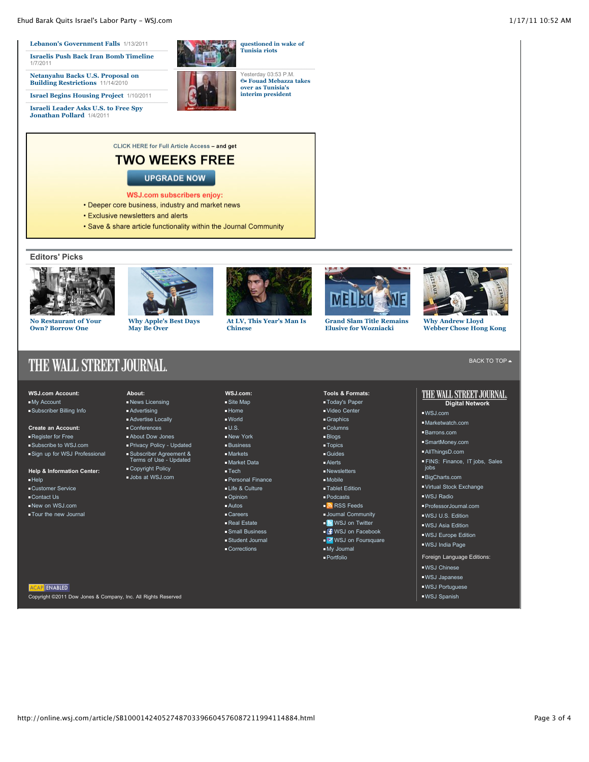- Lebanon's Government Falls 1/13/2011
- Israelis Push Back Iran Bomb Timeline 1/7/2011
- Netanyahu Backs U.S. Proposal on Building Restrictions 11/14/2010
- Israel Begins Housing Project 1/10/2011
- Israeli Leader Asks U.S. to Free Spy Jonathan Pollard 1/4/2011

questioned in wake of Tunisia riots

Yesterday 03:53 P.M.
Fouad Mebazza takes over as Tunisia's interim president

CLICK HERE for Full Article Access – and get

**TWO WEEKS FREE**

UPGRADE NOW

**WSJ.com subscribers enjoy:**

- Deeper core business, industry and market news
- Exclusive newsletters and alerts
- Save & share article functionality within the Journal Community

## Editors' Picks

- No Restaurant of Your Own? Borrow One
- Why Apple's Best Days May Be Over
- At LV, This Year's Man Is Chinese
- Grand Slam Title Remains Elusive for Wozniacki
- Why Andrew Lloyd Webber Chose Hong Kong

# THE WALL STREET JOURNAL.

BACK TO TOP

**WSJ.com Account:**
- My Account
- Subscriber Billing Info

**Create an Account:**
- Register for Free
- Subscribe to WSJ.com
- Sign up for WSJ Professional

**Help & Information Center:**
- Help
- Customer Service
- Contact Us
- New on WSJ.com
- Tour the new Journal

**About:**
- News Licensing
- Advertising
- Advertise Locally
- Conferences
- About Dow Jones
- Privacy Policy - Updated
- Subscriber Agreement & Terms of Use - Updated
- Copyright Policy
- Jobs at WSJ.com

**WSJ.com:**
- Site Map
- Home
- World
- U.S.
- New York
- Business
- Markets
- Market Data
- Tech
- Personal Finance
- Life & Culture
- Opinion
- Autos
- Careers
- Real Estate
- Small Business
- Student Journal
- Corrections

**Tools & Formats:**
- Today's Paper
- Video Center
- Graphics
- Columns
- Blogs
- Topics
- Guides
- Alerts
- Newsletters
- Mobile
- Tablet Edition
- Podcasts
- RSS Feeds
- Journal Community
- WSJ on Twitter
- WSJ on Facebook
- WSJ on Foursquare
- My Journal
- Portfolio

**THE WALL STREET JOURNAL. Digital Network**
- WSJ.com
- Marketwatch.com
- Barrons.com
- SmartMoney.com
- AllThingsD.com
- FINS: Finance, IT jobs, Sales jobs
- BigCharts.com
- Virtual Stock Exchange
- WSJ Radio
- ProfessorJournal.com
- WSJ U.S. Edition
- WSJ Asia Edition
- WSJ Europe Edition
- WSJ India Page

Foreign Language Editions:
- WSJ Chinese
- WSJ Japanese
- WSJ Portuguese
- WSJ Spanish

ACAP ENABLED

Copyright ©2011 Dow Jones & Company, Inc. All Rights Reserved